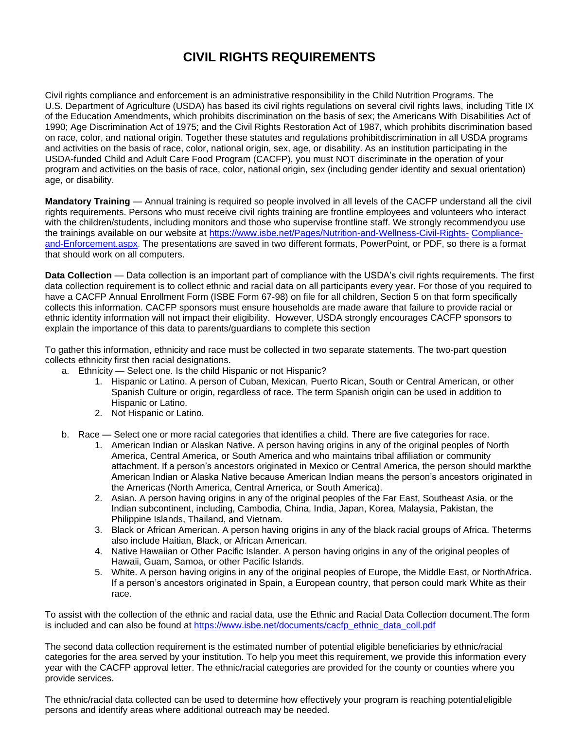# CIVIL RIGHTS REQUIREMENTS

Civil rights compliance and enforcement is an administrative responsibility in the Child Nutrition Programs. The U.S. Department of Agriculture (USDA) has based its civil rights regulations on several civil rights laws, including Title IX of the Education Amendments, which prohibits discrimination on the basis of sex; the Americans With Disabilities Act of 1990; Age Discrimination Act of 1975; and the Civil Rights Restoration Act of 1987, which prohibits discrimination based on race, color, and national origin. Together these statutes and regulations prohibitdiscrimination in all USDA programs and activities on the basis of race, color, national origin, sex, age, or disability. As an institution participating in the USDA-funded Child and Adult Care Food Program (CACFP), you must NOT discriminate in the operation of your program and activities on the basis of race, color, national origin, sex (including gender identity and sexual orientation) age, or disability.

**Mandatory Training** — Annual training is required so people involved in all levels of the CACFP understand all the civil rights requirements. Persons who must receive civil rights training are frontline employees and volunteers who interact with the children/students, including monitors and those who supervise frontline staff. We strongly recommendyou use the trainings available on our website at [https://www.isbe.net/Pages/Nutrition-and-Wellness-Civil-Rights-Compliance-and-Enforcement.aspx](https://www.isbe.net/Pages/Nutrition-and-Wellness-Civil-Rights-Compliance-and-Enforcement.aspx). The presentations are saved in two different formats, PowerPoint, or PDF, so there is a format that should work on all computers.

**Data Collection** — Data collection is an important part of compliance with the USDA's civil rights requirements. The first data collection requirement is to collect ethnic and racial data on all participants every year. For those of you required to have a CACFP Annual Enrollment Form (ISBE Form 67-98) on file for all children, Section 5 on that form specifically collects this information. CACFP sponsors must ensure households are made aware that failure to provide racial or ethnic identity information will not impact their eligibility. However, USDA strongly encourages CACFP sponsors to explain the importance of this data to parents/guardians to complete this section

To gather this information, ethnicity and race must be collected in two separate statements. The two-part question collects ethnicity first then racial designations.

a. Ethnicity — Select one. Is the child Hispanic or not Hispanic?
   1. Hispanic or Latino. A person of Cuban, Mexican, Puerto Rican, South or Central American, or other Spanish Culture or origin, regardless of race. The term Spanish origin can be used in addition to Hispanic or Latino.
   2. Not Hispanic or Latino.

b. Race — Select one or more racial categories that identifies a child. There are five categories for race.
   1. American Indian or Alaskan Native. A person having origins in any of the original peoples of North America, Central America, or South America and who maintains tribal affiliation or community attachment. If a person's ancestors originated in Mexico or Central America, the person should markthe American Indian or Alaska Native because American Indian means the person's ancestors originated in the Americas (North America, Central America, or South America).
   2. Asian. A person having origins in any of the original peoples of the Far East, Southeast Asia, or the Indian subcontinent, including, Cambodia, China, India, Japan, Korea, Malaysia, Pakistan, the Philippine Islands, Thailand, and Vietnam.
   3. Black or African American. A person having origins in any of the black racial groups of Africa. Theterms also include Haitian, Black, or African American.
   4. Native Hawaiian or Other Pacific Islander. A person having origins in any of the original peoples of Hawaii, Guam, Samoa, or other Pacific Islands.
   5. White. A person having origins in any of the original peoples of Europe, the Middle East, or NorthAfrica. If a person's ancestors originated in Spain, a European country, that person could mark White as their race.

To assist with the collection of the ethnic and racial data, use the Ethnic and Racial Data Collection document.The form is included and can also be found at [https://www.isbe.net/documents/cacfp_ethnic_data_coll.pdf](https://www.isbe.net/documents/cacfp_ethnic_data_coll.pdf)

The second data collection requirement is the estimated number of potential eligible beneficiaries by ethnic/racial categories for the area served by your institution. To help you meet this requirement, we provide this information every year with the CACFP approval letter. The ethnic/racial categories are provided for the county or counties where you provide services.

The ethnic/racial data collected can be used to determine how effectively your program is reaching potentialeligible persons and identify areas where additional outreach may be needed.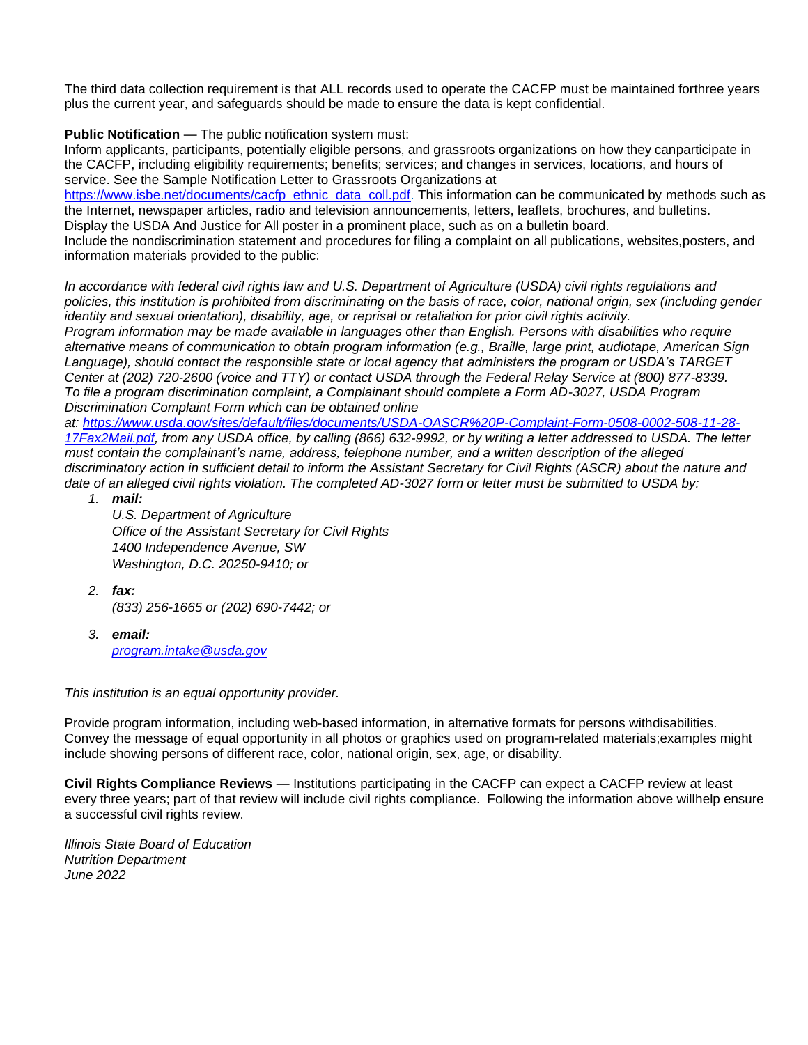The third data collection requirement is that ALL records used to operate the CACFP must be maintained forthree years plus the current year, and safeguards should be made to ensure the data is kept confidential.

**Public Notification** — The public notification system must:
Inform applicants, participants, potentially eligible persons, and grassroots organizations on how they canparticipate in the CACFP, including eligibility requirements; benefits; services; and changes in services, locations, and hours of service. See the Sample Notification Letter to Grassroots Organizations at [https://www.isbe.net/documents/cacfp_ethnic_data_coll.pdf](https://www.isbe.net/documents/cacfp_ethnic_data_coll.pdf). This information can be communicated by methods such as the Internet, newspaper articles, radio and television announcements, letters, leaflets, brochures, and bulletins.
Display the USDA And Justice for All poster in a prominent place, such as on a bulletin board.
Include the nondiscrimination statement and procedures for filing a complaint on all publications, websites,posters, and information materials provided to the public:

*In accordance with federal civil rights law and U.S. Department of Agriculture (USDA) civil rights regulations and policies, this institution is prohibited from discriminating on the basis of race, color, national origin, sex (including gender identity and sexual orientation), disability, age, or reprisal or retaliation for prior civil rights activity.*
*Program information may be made available in languages other than English. Persons with disabilities who require alternative means of communication to obtain program information (e.g., Braille, large print, audiotape, American Sign Language), should contact the responsible state or local agency that administers the program or USDA's TARGET Center at (202) 720-2600 (voice and TTY) or contact USDA through the Federal Relay Service at (800) 877-8339.*
*To file a program discrimination complaint, a Complainant should complete a Form AD-3027, USDA Program Discrimination Complaint Form which can be obtained online at: [https://www.usda.gov/sites/default/files/documents/USDA-OASCR%20P-Complaint-Form-0508-0002-508-11-28-17Fax2Mail.pdf](https://www.usda.gov/sites/default/files/documents/USDA-OASCR%20P-Complaint-Form-0508-0002-508-11-28-17Fax2Mail.pdf), from any USDA office, by calling (866) 632-9992, or by writing a letter addressed to USDA. The letter must contain the complainant's name, address, telephone number, and a written description of the alleged discriminatory action in sufficient detail to inform the Assistant Secretary for Civil Rights (ASCR) about the nature and date of an alleged civil rights violation. The completed AD-3027 form or letter must be submitted to USDA by:*

1. ***mail:***
   *U.S. Department of Agriculture*
   *Office of the Assistant Secretary for Civil Rights*
   *1400 Independence Avenue, SW*
   *Washington, D.C. 20250-9410; or*

2. ***fax:***
   *(833) 256-1665 or (202) 690-7442; or*

3. ***email:***
   *[program.intake@usda.gov](mailto:program.intake@usda.gov)*

*This institution is an equal opportunity provider.*

Provide program information, including web-based information, in alternative formats for persons withdisabilities.
Convey the message of equal opportunity in all photos or graphics used on program-related materials;examples might include showing persons of different race, color, national origin, sex, age, or disability.

**Civil Rights Compliance Reviews** — Institutions participating in the CACFP can expect a CACFP review at least every three years; part of that review will include civil rights compliance. Following the information above willhelp ensure a successful civil rights review.

*Illinois State Board of Education*
*Nutrition Department*
*June 2022*